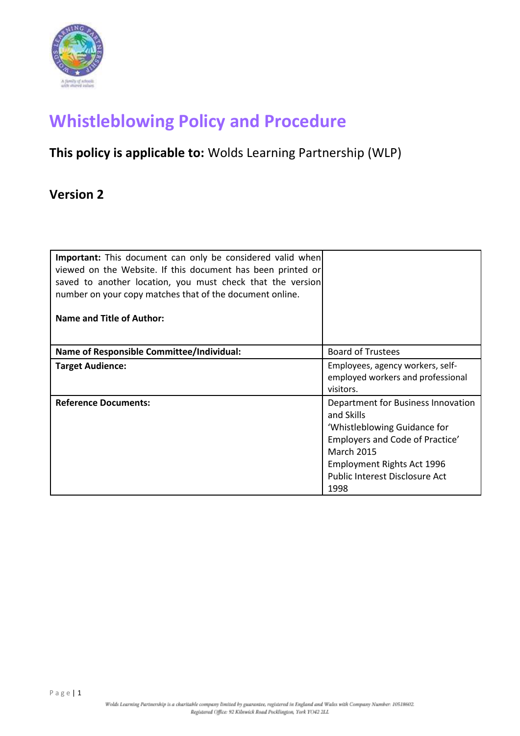# Whistleblowing Policy and Procedure

**This policy is applicable to:** Wolds Learning Partnership (WLP)

## Version 2

| **Important:** This document can only be considered valid when viewed on the Website. If this document has been printed or saved to another location, you must check that the version number on your copy matches that of the document online.<br><br>**Name and Title of Author:** | |
|---|---|
| **Name of Responsible Committee/Individual:** | Board of Trustees |
| **Target Audience:** | Employees, agency workers, self-employed workers and professional visitors. |
| **Reference Documents:** | Department for Business Innovation and Skills 'Whistleblowing Guidance for Employers and Code of Practice' March 2015<br>Employment Rights Act 1996<br>Public Interest Disclosure Act 1998 |

Wolds Learning Partnership is a charitable company limited by guarantee, registered in England and Wales with Company Number: 10518602.
Registered Office: 92 Kilnwick Road Pocklington, York YO42 2LL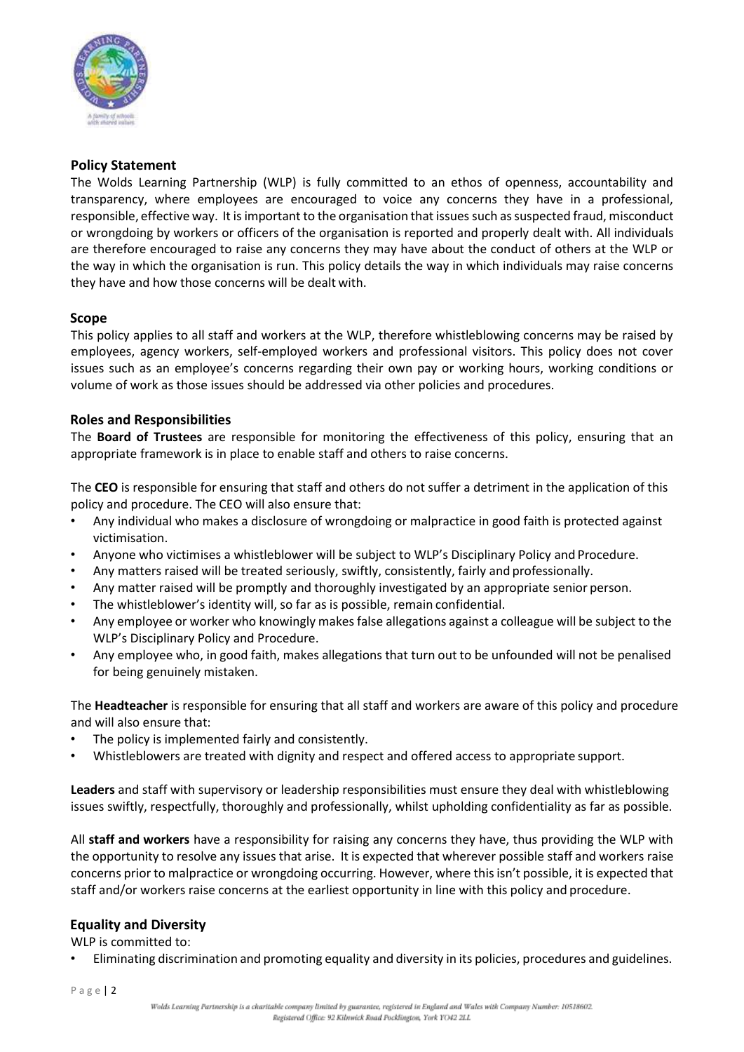## Policy Statement

The Wolds Learning Partnership (WLP) is fully committed to an ethos of openness, accountability and transparency, where employees are encouraged to voice any concerns they have in a professional, responsible, effective way. It is important to the organisation that issues such as suspected fraud, misconduct or wrongdoing by workers or officers of the organisation is reported and properly dealt with. All individuals are therefore encouraged to raise any concerns they may have about the conduct of others at the WLP or the way in which the organisation is run. This policy details the way in which individuals may raise concerns they have and how those concerns will be dealt with.

## Scope

This policy applies to all staff and workers at the WLP, therefore whistleblowing concerns may be raised by employees, agency workers, self-employed workers and professional visitors. This policy does not cover issues such as an employee's concerns regarding their own pay or working hours, working conditions or volume of work as those issues should be addressed via other policies and procedures.

## Roles and Responsibilities

The **Board of Trustees** are responsible for monitoring the effectiveness of this policy, ensuring that an appropriate framework is in place to enable staff and others to raise concerns.

The **CEO** is responsible for ensuring that staff and others do not suffer a detriment in the application of this policy and procedure. The CEO will also ensure that:

- Any individual who makes a disclosure of wrongdoing or malpractice in good faith is protected against victimisation.
- Anyone who victimises a whistleblower will be subject to WLP's Disciplinary Policy and Procedure.
- Any matters raised will be treated seriously, swiftly, consistently, fairly and professionally.
- Any matter raised will be promptly and thoroughly investigated by an appropriate senior person.
- The whistleblower's identity will, so far as is possible, remain confidential.
- Any employee or worker who knowingly makes false allegations against a colleague will be subject to the WLP's Disciplinary Policy and Procedure.
- Any employee who, in good faith, makes allegations that turn out to be unfounded will not be penalised for being genuinely mistaken.

The **Headteacher** is responsible for ensuring that all staff and workers are aware of this policy and procedure and will also ensure that:

- The policy is implemented fairly and consistently.
- Whistleblowers are treated with dignity and respect and offered access to appropriate support.

**Leaders** and staff with supervisory or leadership responsibilities must ensure they deal with whistleblowing issues swiftly, respectfully, thoroughly and professionally, whilst upholding confidentiality as far as possible.

All **staff and workers** have a responsibility for raising any concerns they have, thus providing the WLP with the opportunity to resolve any issues that arise. It is expected that wherever possible staff and workers raise concerns prior to malpractice or wrongdoing occurring. However, where this isn't possible, it is expected that staff and/or workers raise concerns at the earliest opportunity in line with this policy and procedure.

## Equality and Diversity

WLP is committed to:

- Eliminating discrimination and promoting equality and diversity in its policies, procedures and guidelines.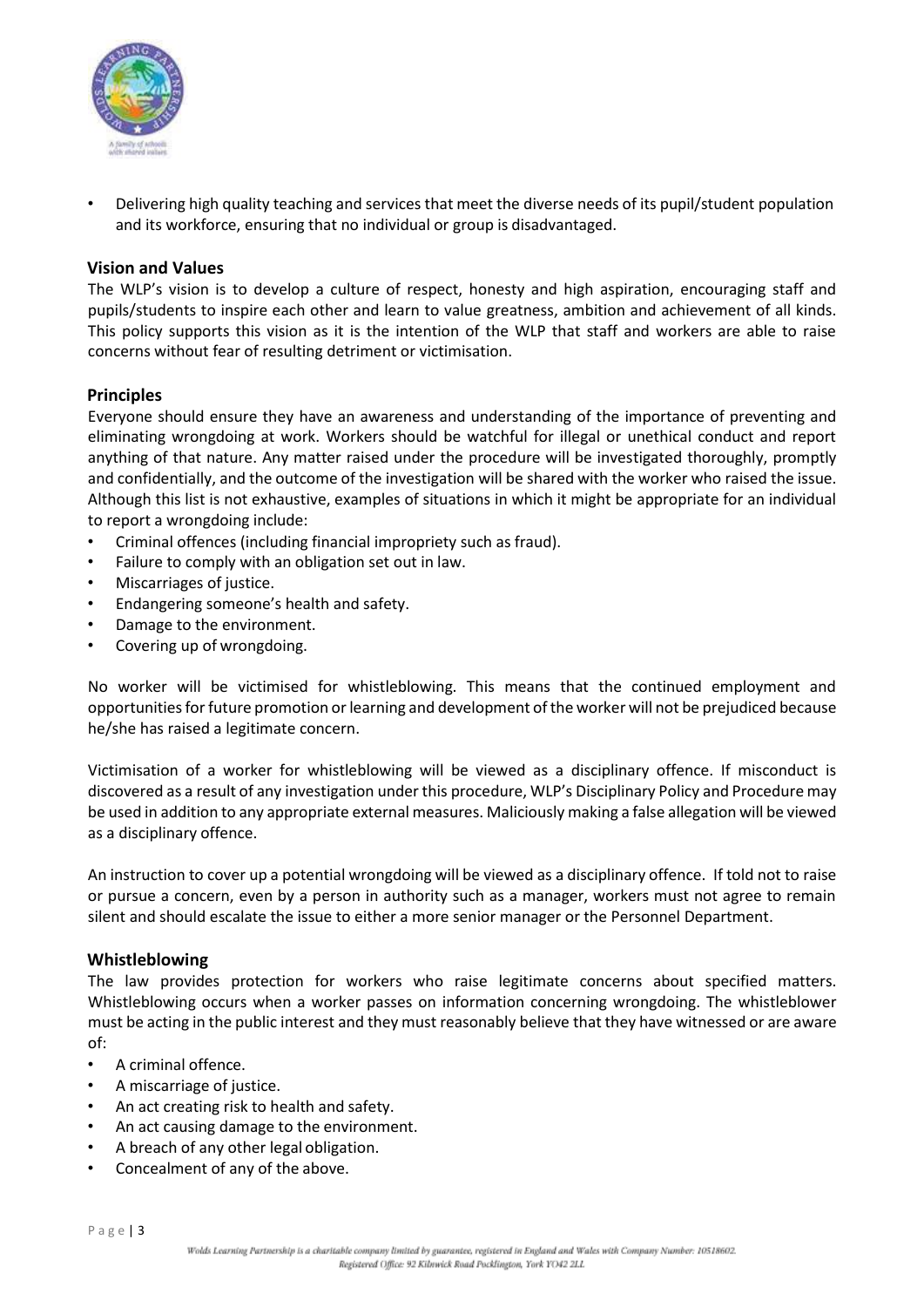- Delivering high quality teaching and services that meet the diverse needs of its pupil/student population and its workforce, ensuring that no individual or group is disadvantaged.

## Vision and Values

The WLP's vision is to develop a culture of respect, honesty and high aspiration, encouraging staff and pupils/students to inspire each other and learn to value greatness, ambition and achievement of all kinds. This policy supports this vision as it is the intention of the WLP that staff and workers are able to raise concerns without fear of resulting detriment or victimisation.

## Principles

Everyone should ensure they have an awareness and understanding of the importance of preventing and eliminating wrongdoing at work. Workers should be watchful for illegal or unethical conduct and report anything of that nature. Any matter raised under the procedure will be investigated thoroughly, promptly and confidentially, and the outcome of the investigation will be shared with the worker who raised the issue. Although this list is not exhaustive, examples of situations in which it might be appropriate for an individual to report a wrongdoing include:

- Criminal offences (including financial impropriety such as fraud).
- Failure to comply with an obligation set out in law.
- Miscarriages of justice.
- Endangering someone's health and safety.
- Damage to the environment.
- Covering up of wrongdoing.

No worker will be victimised for whistleblowing. This means that the continued employment and opportunities for future promotion or learning and development of the worker will not be prejudiced because he/she has raised a legitimate concern.

Victimisation of a worker for whistleblowing will be viewed as a disciplinary offence. If misconduct is discovered as a result of any investigation under this procedure, WLP's Disciplinary Policy and Procedure may be used in addition to any appropriate external measures. Maliciously making a false allegation will be viewed as a disciplinary offence.

An instruction to cover up a potential wrongdoing will be viewed as a disciplinary offence. If told not to raise or pursue a concern, even by a person in authority such as a manager, workers must not agree to remain silent and should escalate the issue to either a more senior manager or the Personnel Department.

## Whistleblowing

The law provides protection for workers who raise legitimate concerns about specified matters. Whistleblowing occurs when a worker passes on information concerning wrongdoing. The whistleblower must be acting in the public interest and they must reasonably believe that they have witnessed or are aware of:

- A criminal offence.
- A miscarriage of justice.
- An act creating risk to health and safety.
- An act causing damage to the environment.
- A breach of any other legal obligation.
- Concealment of any of the above.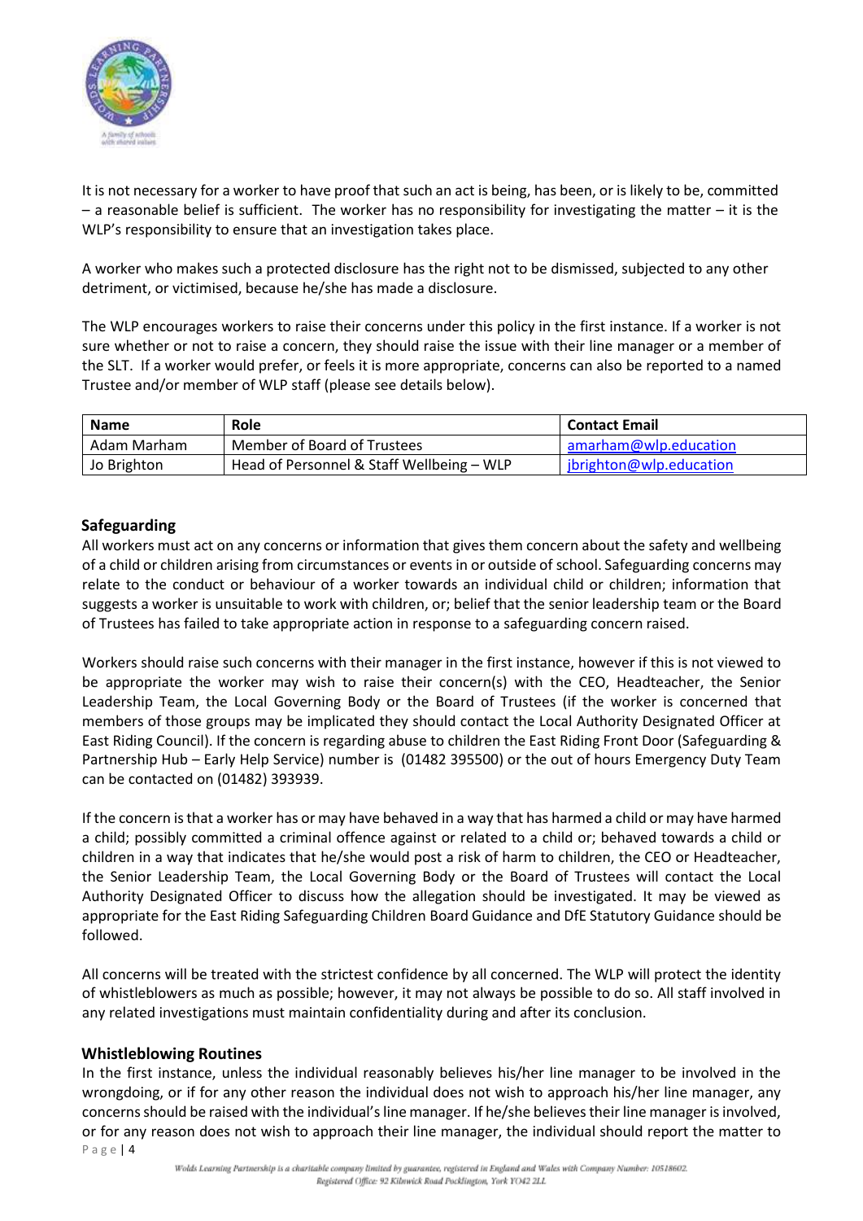It is not necessary for a worker to have proof that such an act is being, has been, or is likely to be, committed – a reasonable belief is sufficient. The worker has no responsibility for investigating the matter – it is the WLP's responsibility to ensure that an investigation takes place.

A worker who makes such a protected disclosure has the right not to be dismissed, subjected to any other detriment, or victimised, because he/she has made a disclosure.

The WLP encourages workers to raise their concerns under this policy in the first instance. If a worker is not sure whether or not to raise a concern, they should raise the issue with their line manager or a member of the SLT. If a worker would prefer, or feels it is more appropriate, concerns can also be reported to a named Trustee and/or member of WLP staff (please see details below).

| Name | Role | Contact Email |
|---|---|---|
| Adam Marham | Member of Board of Trustees | amarham@wlp.education |
| Jo Brighton | Head of Personnel & Staff Wellbeing – WLP | jbrighton@wlp.education |

## Safeguarding

All workers must act on any concerns or information that gives them concern about the safety and wellbeing of a child or children arising from circumstances or events in or outside of school. Safeguarding concerns may relate to the conduct or behaviour of a worker towards an individual child or children; information that suggests a worker is unsuitable to work with children, or; belief that the senior leadership team or the Board of Trustees has failed to take appropriate action in response to a safeguarding concern raised.

Workers should raise such concerns with their manager in the first instance, however if this is not viewed to be appropriate the worker may wish to raise their concern(s) with the CEO, Headteacher, the Senior Leadership Team, the Local Governing Body or the Board of Trustees (if the worker is concerned that members of those groups may be implicated they should contact the Local Authority Designated Officer at East Riding Council). If the concern is regarding abuse to children the East Riding Front Door (Safeguarding & Partnership Hub – Early Help Service) number is (01482 395500) or the out of hours Emergency Duty Team can be contacted on (01482) 393939.

If the concern is that a worker has or may have behaved in a way that has harmed a child or may have harmed a child; possibly committed a criminal offence against or related to a child or; behaved towards a child or children in a way that indicates that he/she would post a risk of harm to children, the CEO or Headteacher, the Senior Leadership Team, the Local Governing Body or the Board of Trustees will contact the Local Authority Designated Officer to discuss how the allegation should be investigated. It may be viewed as appropriate for the East Riding Safeguarding Children Board Guidance and DfE Statutory Guidance should be followed.

All concerns will be treated with the strictest confidence by all concerned. The WLP will protect the identity of whistleblowers as much as possible; however, it may not always be possible to do so. All staff involved in any related investigations must maintain confidentiality during and after its conclusion.

## Whistleblowing Routines

In the first instance, unless the individual reasonably believes his/her line manager to be involved in the wrongdoing, or if for any other reason the individual does not wish to approach his/her line manager, any concerns should be raised with the individual's line manager. If he/she believes their line manager is involved, or for any reason does not wish to approach their line manager, the individual should report the matter to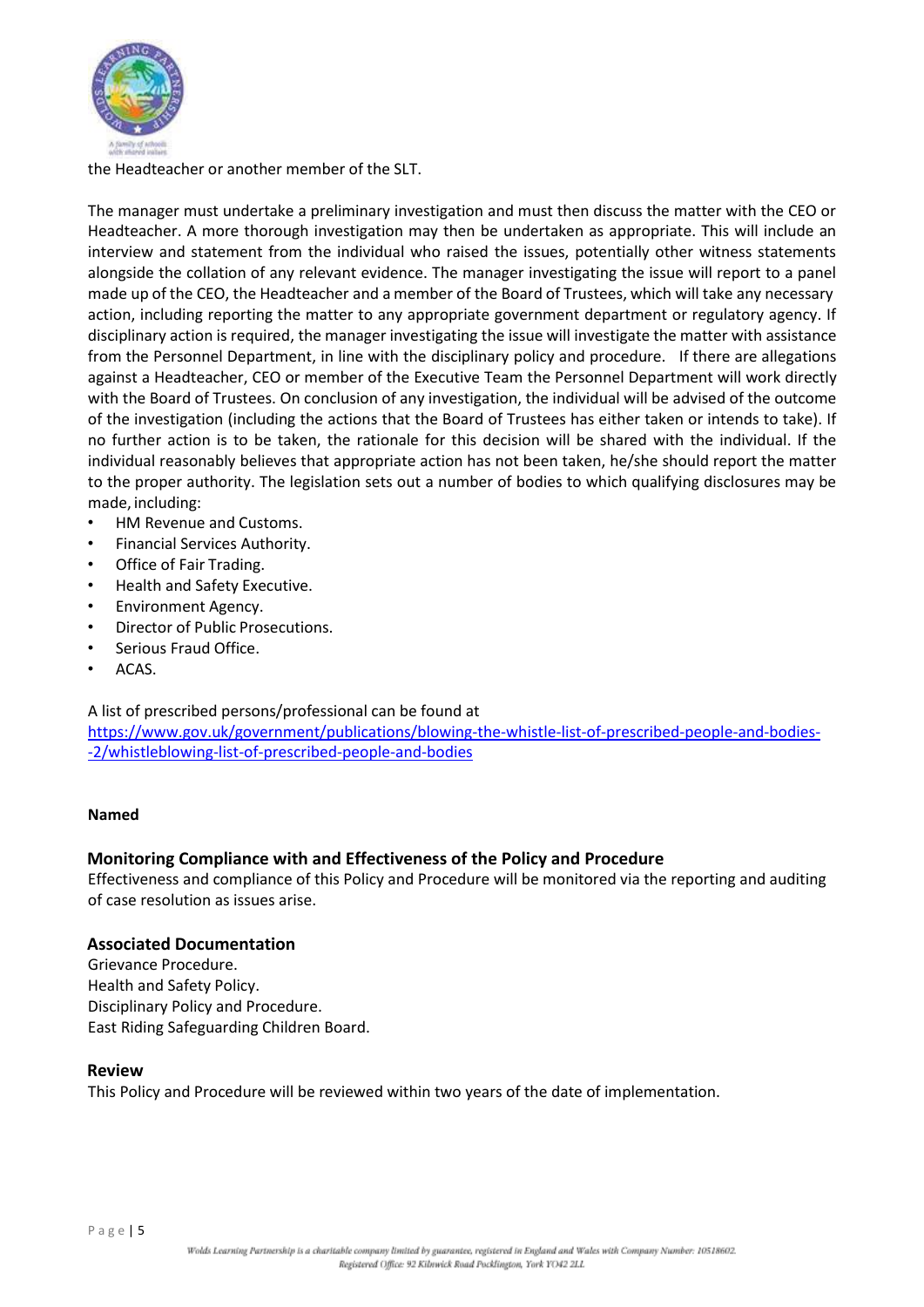the Headteacher or another member of the SLT.

The manager must undertake a preliminary investigation and must then discuss the matter with the CEO or Headteacher. A more thorough investigation may then be undertaken as appropriate. This will include an interview and statement from the individual who raised the issues, potentially other witness statements alongside the collation of any relevant evidence. The manager investigating the issue will report to a panel made up of the CEO, the Headteacher and a member of the Board of Trustees, which will take any necessary action, including reporting the matter to any appropriate government department or regulatory agency. If disciplinary action is required, the manager investigating the issue will investigate the matter with assistance from the Personnel Department, in line with the disciplinary policy and procedure. If there are allegations against a Headteacher, CEO or member of the Executive Team the Personnel Department will work directly with the Board of Trustees. On conclusion of any investigation, the individual will be advised of the outcome of the investigation (including the actions that the Board of Trustees has either taken or intends to take). If no further action is to be taken, the rationale for this decision will be shared with the individual. If the individual reasonably believes that appropriate action has not been taken, he/she should report the matter to the proper authority. The legislation sets out a number of bodies to which qualifying disclosures may be made, including:

- HM Revenue and Customs.
- Financial Services Authority.
- Office of Fair Trading.
- Health and Safety Executive.
- Environment Agency.
- Director of Public Prosecutions.
- Serious Fraud Office.
- ACAS.

A list of prescribed persons/professional can be found at
https://www.gov.uk/government/publications/blowing-the-whistle-list-of-prescribed-people-and-bodies--2/whistleblowing-list-of-prescribed-people-and-bodies

**Named**

## Monitoring Compliance with and Effectiveness of the Policy and Procedure

Effectiveness and compliance of this Policy and Procedure will be monitored via the reporting and auditing of case resolution as issues arise.

## Associated Documentation

Grievance Procedure.
Health and Safety Policy.
Disciplinary Policy and Procedure.
East Riding Safeguarding Children Board.

## Review

This Policy and Procedure will be reviewed within two years of the date of implementation.